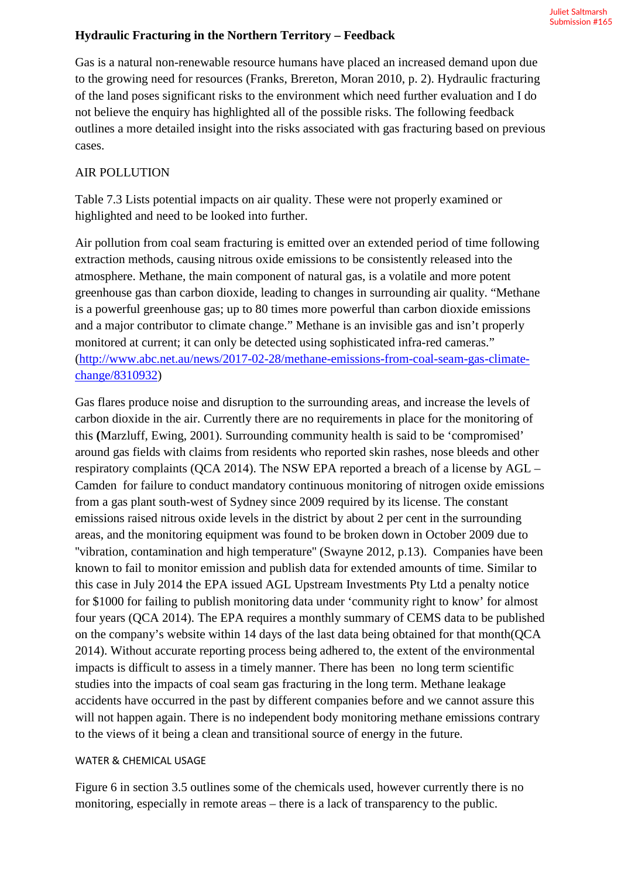Juliet Saltmarsh
Submission #165

## Hydraulic Fracturing in the Northern Territory – Feedback

Gas is a natural non-renewable resource humans have placed an increased demand upon due to the growing need for resources (Franks, Brereton, Moran 2010, p. 2). Hydraulic fracturing of the land poses significant risks to the environment which need further evaluation and I do not believe the enquiry has highlighted all of the possible risks. The following feedback outlines a more detailed insight into the risks associated with gas fracturing based on previous cases.

AIR POLLUTION

Table 7.3 Lists potential impacts on air quality. These were not properly examined or highlighted and need to be looked into further.

Air pollution from coal seam fracturing is emitted over an extended period of time following extraction methods, causing nitrous oxide emissions to be consistently released into the atmosphere. Methane, the main component of natural gas, is a volatile and more potent greenhouse gas than carbon dioxide, leading to changes in surrounding air quality. "Methane is a powerful greenhouse gas; up to 80 times more powerful than carbon dioxide emissions and a major contributor to climate change." Methane is an invisible gas and isn't properly monitored at current; it can only be detected using sophisticated infra-red cameras." (http://www.abc.net.au/news/2017-02-28/methane-emissions-from-coal-seam-gas-climate-change/8310932)

Gas flares produce noise and disruption to the surrounding areas, and increase the levels of carbon dioxide in the air. Currently there are no requirements in place for the monitoring of this **(**Marzluff, Ewing, 2001). Surrounding community health is said to be 'compromised' around gas fields with claims from residents who reported skin rashes, nose bleeds and other respiratory complaints (QCA 2014). The NSW EPA reported a breach of a license by AGL – Camden for failure to conduct mandatory continuous monitoring of nitrogen oxide emissions from a gas plant south-west of Sydney since 2009 required by its license. The constant emissions raised nitrous oxide levels in the district by about 2 per cent in the surrounding areas, and the monitoring equipment was found to be broken down in October 2009 due to "vibration, contamination and high temperature" (Swayne 2012, p.13). Companies have been known to fail to monitor emission and publish data for extended amounts of time. Similar to this case in July 2014 the EPA issued AGL Upstream Investments Pty Ltd a penalty notice for $1000 for failing to publish monitoring data under 'community right to know' for almost four years (QCA 2014). The EPA requires a monthly summary of CEMS data to be published on the company's website within 14 days of the last data being obtained for that month(QCA 2014). Without accurate reporting process being adhered to, the extent of the environmental impacts is difficult to assess in a timely manner. There has been no long term scientific studies into the impacts of coal seam gas fracturing in the long term. Methane leakage accidents have occurred in the past by different companies before and we cannot assure this will not happen again. There is no independent body monitoring methane emissions contrary to the views of it being a clean and transitional source of energy in the future.

WATER & CHEMICAL USAGE

Figure 6 in section 3.5 outlines some of the chemicals used, however currently there is no monitoring, especially in remote areas – there is a lack of transparency to the public.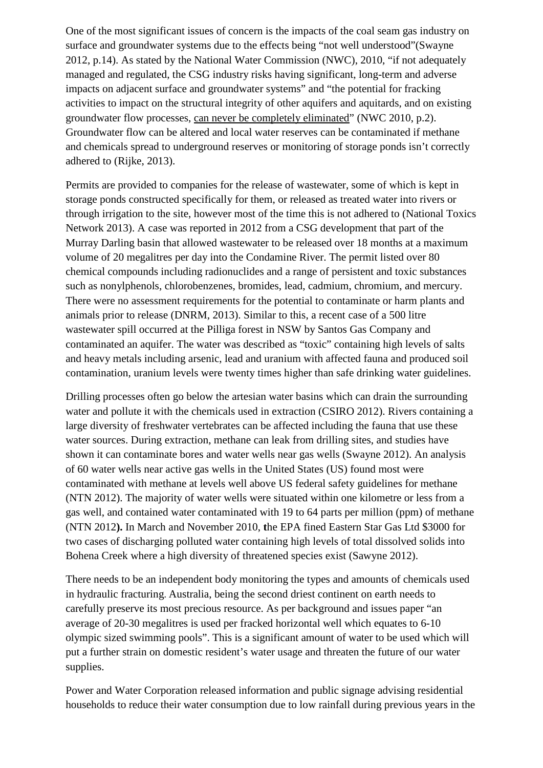One of the most significant issues of concern is the impacts of the coal seam gas industry on surface and groundwater systems due to the effects being "not well understood"(Swayne 2012, p.14). As stated by the National Water Commission (NWC), 2010, "if not adequately managed and regulated, the CSG industry risks having significant, long-term and adverse impacts on adjacent surface and groundwater systems" and "the potential for fracking activities to impact on the structural integrity of other aquifers and aquitards, and on existing groundwater flow processes, <u>can never be completely eliminated</u>" (NWC 2010, p.2). Groundwater flow can be altered and local water reserves can be contaminated if methane and chemicals spread to underground reserves or monitoring of storage ponds isn't correctly adhered to (Rijke, 2013).

Permits are provided to companies for the release of wastewater, some of which is kept in storage ponds constructed specifically for them, or released as treated water into rivers or through irrigation to the site, however most of the time this is not adhered to (National Toxics Network 2013). A case was reported in 2012 from a CSG development that part of the Murray Darling basin that allowed wastewater to be released over 18 months at a maximum volume of 20 megalitres per day into the Condamine River. The permit listed over 80 chemical compounds including radionuclides and a range of persistent and toxic substances such as nonylphenols, chlorobenzenes, bromides, lead, cadmium, chromium, and mercury. There were no assessment requirements for the potential to contaminate or harm plants and animals prior to release (DNRM, 2013). Similar to this, a recent case of a 500 litre wastewater spill occurred at the Pilliga forest in NSW by Santos Gas Company and contaminated an aquifer. The water was described as "toxic" containing high levels of salts and heavy metals including arsenic, lead and uranium with affected fauna and produced soil contamination, uranium levels were twenty times higher than safe drinking water guidelines.

Drilling processes often go below the artesian water basins which can drain the surrounding water and pollute it with the chemicals used in extraction (CSIRO 2012). Rivers containing a large diversity of freshwater vertebrates can be affected including the fauna that use these water sources. During extraction, methane can leak from drilling sites, and studies have shown it can contaminate bores and water wells near gas wells (Swayne 2012). An analysis of 60 water wells near active gas wells in the United States (US) found most were contaminated with methane at levels well above US federal safety guidelines for methane (NTN 2012). The majority of water wells were situated within one kilometre or less from a gas well, and contained water contaminated with 19 to 64 parts per million (ppm) of methane (NTN 2012**).** In March and November 2010, **t**he EPA fined Eastern Star Gas Ltd $3000 for two cases of discharging polluted water containing high levels of total dissolved solids into Bohena Creek where a high diversity of threatened species exist (Sawyne 2012).

There needs to be an independent body monitoring the types and amounts of chemicals used in hydraulic fracturing. Australia, being the second driest continent on earth needs to carefully preserve its most precious resource. As per background and issues paper "an average of 20-30 megalitres is used per fracked horizontal well which equates to 6-10 olympic sized swimming pools". This is a significant amount of water to be used which will put a further strain on domestic resident's water usage and threaten the future of our water supplies.

Power and Water Corporation released information and public signage advising residential households to reduce their water consumption due to low rainfall during previous years in the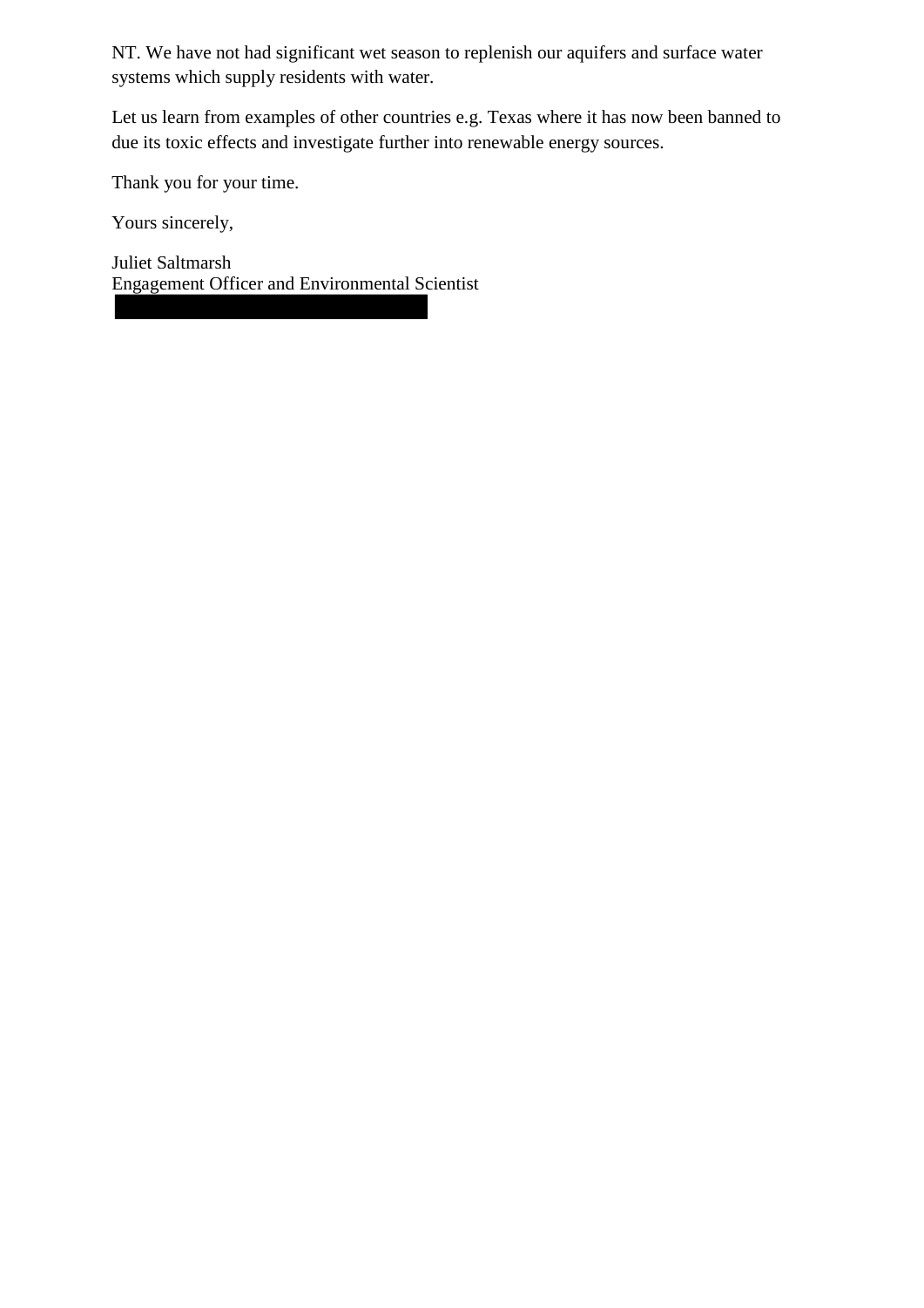NT. We have not had significant wet season to replenish our aquifers and surface water systems which supply residents with water.

Let us learn from examples of other countries e.g. Texas where it has now been banned to due its toxic effects and investigate further into renewable energy sources.

Thank you for your time.

Yours sincerely,

Juliet Saltmarsh
Engagement Officer and Environmental Scientist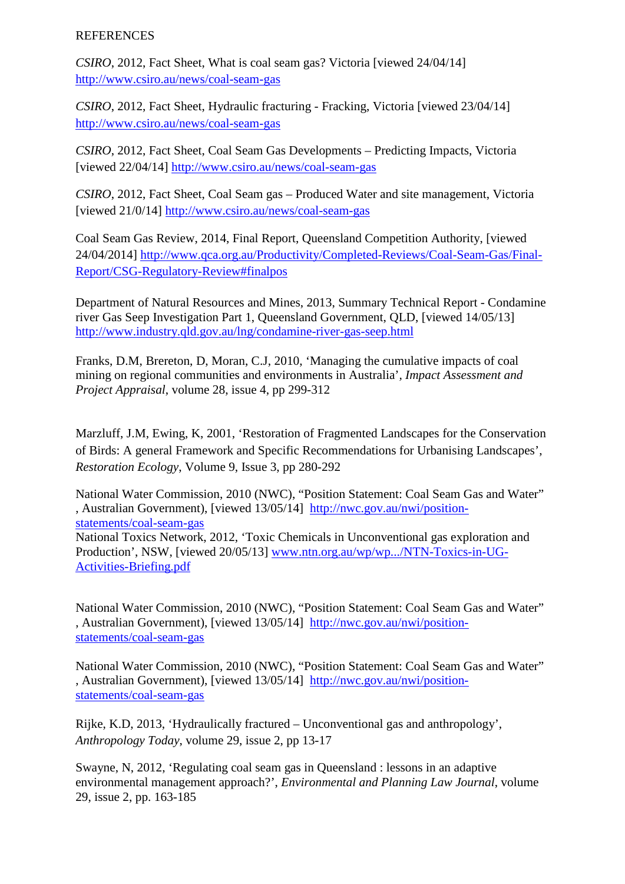REFERENCES

*CSIRO*, 2012, Fact Sheet, What is coal seam gas? Victoria [viewed 24/04/14] http://www.csiro.au/news/coal-seam-gas

*CSIRO*, 2012, Fact Sheet, Hydraulic fracturing - Fracking, Victoria [viewed 23/04/14] http://www.csiro.au/news/coal-seam-gas

*CSIRO*, 2012, Fact Sheet, Coal Seam Gas Developments – Predicting Impacts, Victoria [viewed 22/04/14] http://www.csiro.au/news/coal-seam-gas

*CSIRO*, 2012, Fact Sheet, Coal Seam gas – Produced Water and site management, Victoria [viewed 21/0/14] http://www.csiro.au/news/coal-seam-gas

Coal Seam Gas Review, 2014, Final Report, Queensland Competition Authority, [viewed 24/04/2014] http://www.qca.org.au/Productivity/Completed-Reviews/Coal-Seam-Gas/Final-Report/CSG-Regulatory-Review#finalpos

Department of Natural Resources and Mines, 2013, Summary Technical Report - Condamine river Gas Seep Investigation Part 1, Queensland Government, QLD, [viewed 14/05/13] http://www.industry.qld.gov.au/lng/condamine-river-gas-seep.html

Franks, D.M, Brereton, D, Moran, C.J, 2010, 'Managing the cumulative impacts of coal mining on regional communities and environments in Australia', *Impact Assessment and Project Appraisal*, volume 28, issue 4, pp 299-312

Marzluff, J.M, Ewing, K, 2001, 'Restoration of Fragmented Landscapes for the Conservation of Birds: A general Framework and Specific Recommendations for Urbanising Landscapes', *Restoration Ecology*, Volume 9, Issue 3, pp 280-292

National Water Commission, 2010 (NWC), "Position Statement: Coal Seam Gas and Water" , Australian Government), [viewed 13/05/14] http://nwc.gov.au/nwi/position-statements/coal-seam-gas

National Toxics Network, 2012, 'Toxic Chemicals in Unconventional gas exploration and Production', NSW, [viewed 20/05/13] www.ntn.org.au/wp/wp.../NTN-Toxics-in-UG-Activities-Briefing.pdf

National Water Commission, 2010 (NWC), "Position Statement: Coal Seam Gas and Water" , Australian Government), [viewed 13/05/14] http://nwc.gov.au/nwi/position-statements/coal-seam-gas

National Water Commission, 2010 (NWC), "Position Statement: Coal Seam Gas and Water" , Australian Government), [viewed 13/05/14] http://nwc.gov.au/nwi/position-statements/coal-seam-gas

Rijke, K.D, 2013, 'Hydraulically fractured – Unconventional gas and anthropology', *Anthropology Today*, volume 29, issue 2, pp 13-17

Swayne, N, 2012, 'Regulating coal seam gas in Queensland : lessons in an adaptive environmental management approach?', *Environmental and Planning Law Journal*, volume 29, issue 2, pp. 163-185